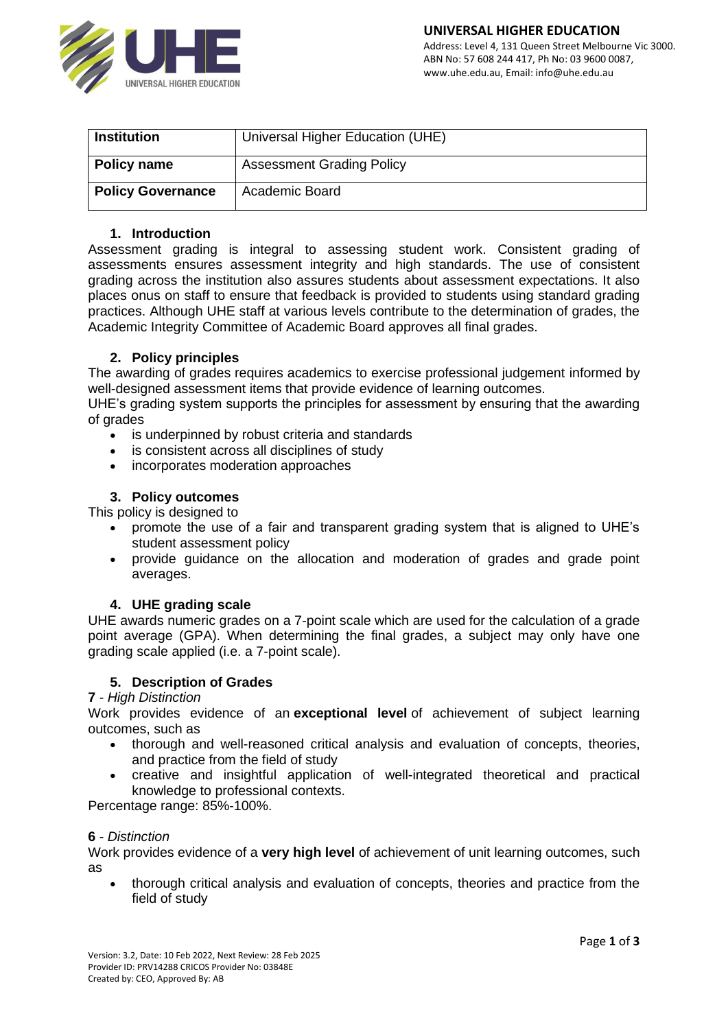**UNIVERSAL HIGHER EDUCATION**
Address: Level 4, 131 Queen Street Melbourne Vic 3000.
ABN No: 57 608 244 417, Ph No: 03 9600 0087,
www.uhe.edu.au, Email: info@uhe.edu.au

| **Institution** | Universal Higher Education (UHE) |
|---|---|
| **Policy name** | Assessment Grading Policy |
| **Policy Governance** | Academic Board |

## 1. Introduction

Assessment grading is integral to assessing student work. Consistent grading of assessments ensures assessment integrity and high standards. The use of consistent grading across the institution also assures students about assessment expectations. It also places onus on staff to ensure that feedback is provided to students using standard grading practices. Although UHE staff at various levels contribute to the determination of grades, the Academic Integrity Committee of Academic Board approves all final grades.

## 2. Policy principles

The awarding of grades requires academics to exercise professional judgement informed by well-designed assessment items that provide evidence of learning outcomes.

UHE's grading system supports the principles for assessment by ensuring that the awarding of grades

- is underpinned by robust criteria and standards
- is consistent across all disciplines of study
- incorporates moderation approaches

## 3. Policy outcomes

This policy is designed to

- promote the use of a fair and transparent grading system that is aligned to UHE's student assessment policy
- provide guidance on the allocation and moderation of grades and grade point averages.

## 4. UHE grading scale

UHE awards numeric grades on a 7-point scale which are used for the calculation of a grade point average (GPA). When determining the final grades, a subject may only have one grading scale applied (i.e. a 7-point scale).

## 5. Description of Grades

**7** - *High Distinction*

Work provides evidence of an **exceptional level** of achievement of subject learning outcomes, such as

- thorough and well-reasoned critical analysis and evaluation of concepts, theories, and practice from the field of study
- creative and insightful application of well-integrated theoretical and practical knowledge to professional contexts.

Percentage range: 85%-100%.

**6** - *Distinction*

Work provides evidence of a **very high level** of achievement of unit learning outcomes, such as

- thorough critical analysis and evaluation of concepts, theories and practice from the field of study

Version: 3.2, Date: 10 Feb 2022, Next Review: 28 Feb 2025
Provider ID: PRV14288 CRICOS Provider No: 03848E
Created by: CEO, Approved By: AB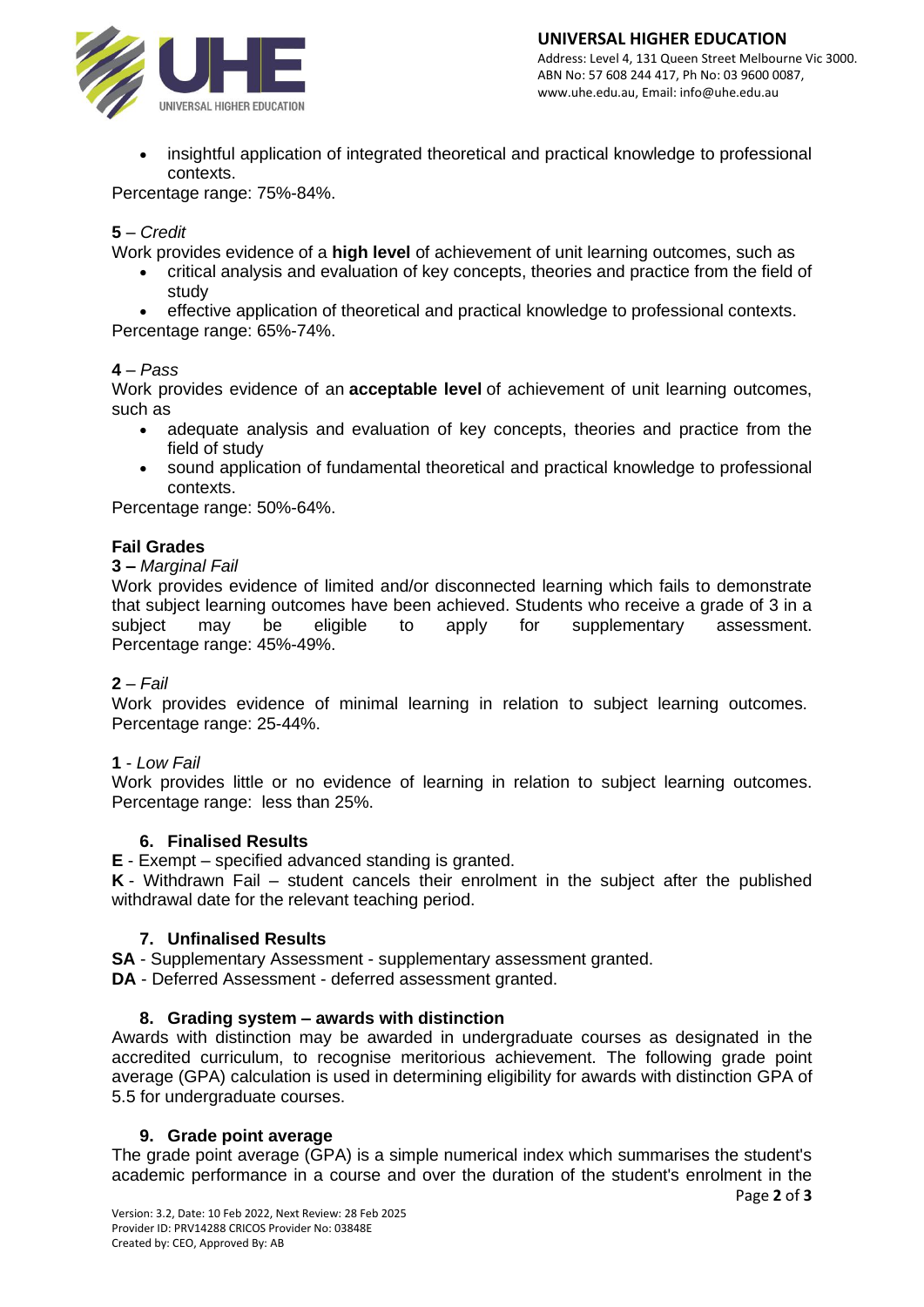- insightful application of integrated theoretical and practical knowledge to professional contexts.

Percentage range: 75%-84%.

**5** – *Credit*

Work provides evidence of a **high level** of achievement of unit learning outcomes, such as

- critical analysis and evaluation of key concepts, theories and practice from the field of study
- effective application of theoretical and practical knowledge to professional contexts.

Percentage range: 65%-74%.

**4** – *Pass*

Work provides evidence of an **acceptable level** of achievement of unit learning outcomes, such as

- adequate analysis and evaluation of key concepts, theories and practice from the field of study
- sound application of fundamental theoretical and practical knowledge to professional contexts.

Percentage range: 50%-64%.

**Fail Grades**

**3 –** *Marginal Fail*

Work provides evidence of limited and/or disconnected learning which fails to demonstrate that subject learning outcomes have been achieved. Students who receive a grade of 3 in a subject may be eligible to apply for supplementary assessment. Percentage range: 45%-49%.

**2** – *Fail*

Work provides evidence of minimal learning in relation to subject learning outcomes. Percentage range: 25-44%.

**1** - *Low Fail*

Work provides little or no evidence of learning in relation to subject learning outcomes. Percentage range: less than 25%.

### 6. Finalised Results

**E** - Exempt – specified advanced standing is granted.

**K** - Withdrawn Fail – student cancels their enrolment in the subject after the published withdrawal date for the relevant teaching period.

### 7. Unfinalised Results

**SA** - Supplementary Assessment - supplementary assessment granted.

**DA** - Deferred Assessment - deferred assessment granted.

### 8. Grading system – awards with distinction

Awards with distinction may be awarded in undergraduate courses as designated in the accredited curriculum, to recognise meritorious achievement. The following grade point average (GPA) calculation is used in determining eligibility for awards with distinction GPA of 5.5 for undergraduate courses.

### 9. Grade point average

The grade point average (GPA) is a simple numerical index which summarises the student's academic performance in a course and over the duration of the student's enrolment in the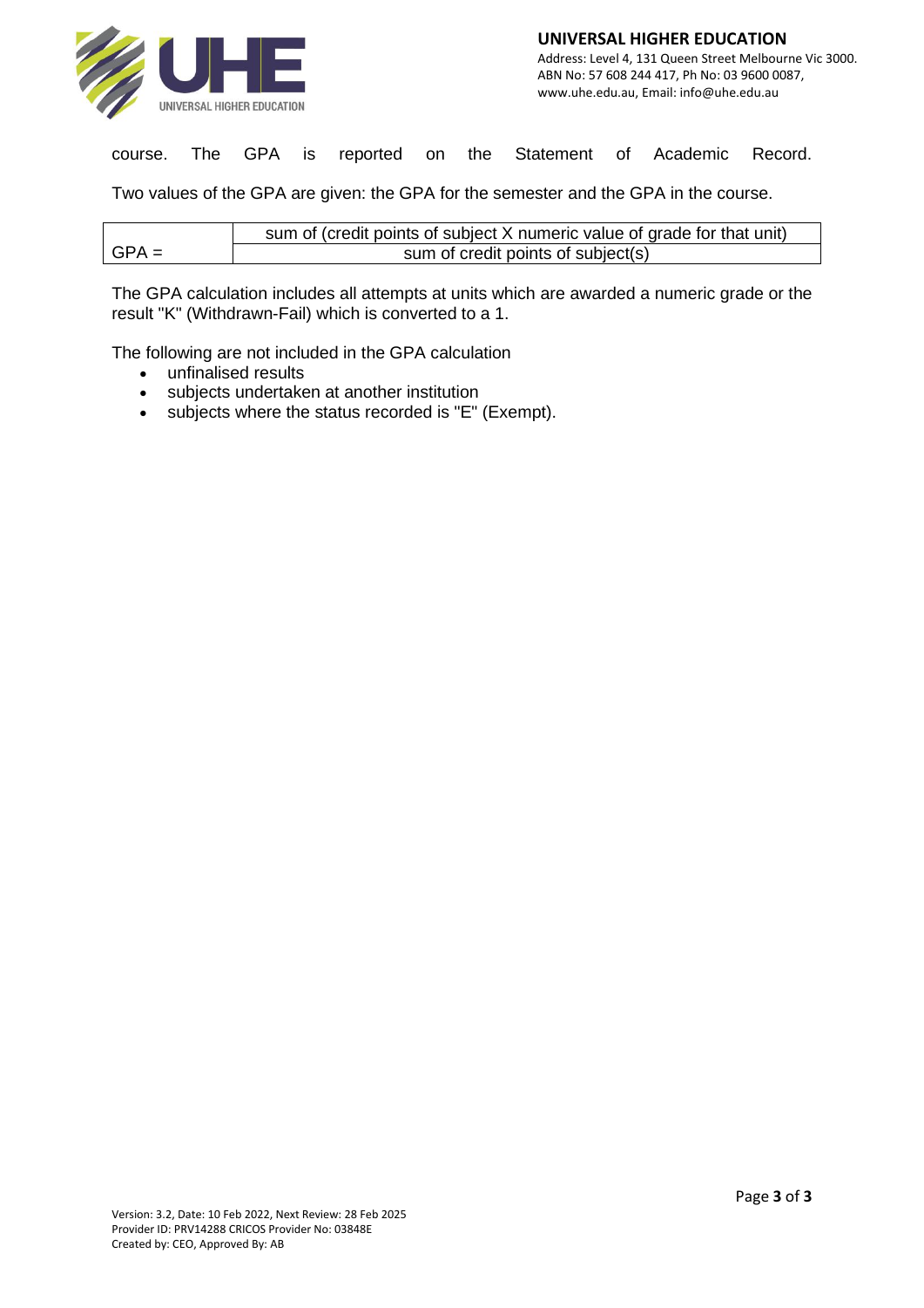course. The GPA is reported on the Statement of Academic Record.

Two values of the GPA are given: the GPA for the semester and the GPA in the course.

| | |
|---|---|
| GPA = | sum of (credit points of subject X numeric value of grade for that unit) |
| | sum of credit points of subject(s) |

The GPA calculation includes all attempts at units which are awarded a numeric grade or the result "K" (Withdrawn-Fail) which is converted to a 1.

The following are not included in the GPA calculation

- unfinalised results
- subjects undertaken at another institution
- subjects where the status recorded is "E" (Exempt).